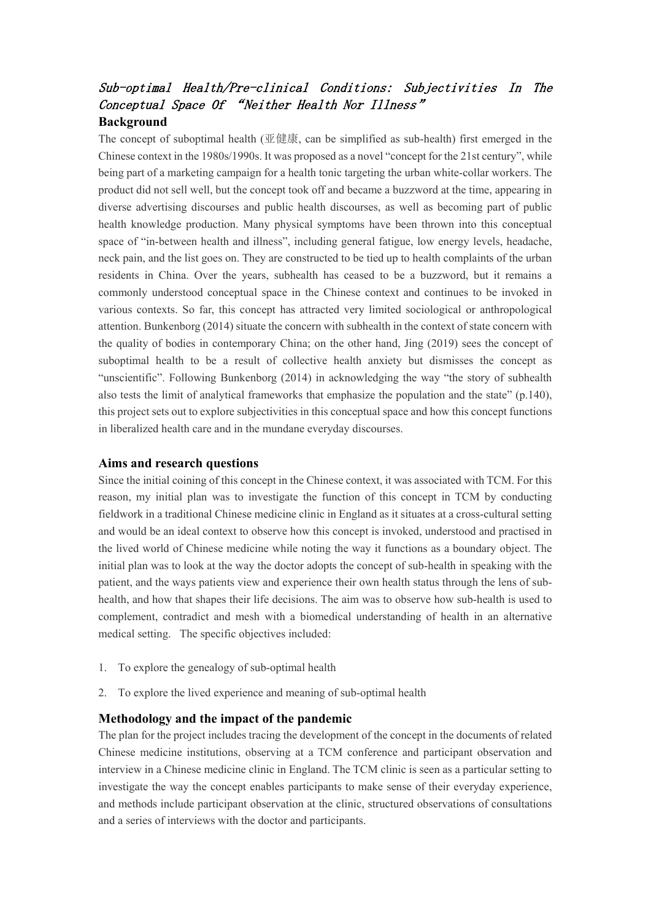*Sub-optimal Health/Pre-clinical Conditions: Subjectivities In The Conceptual Space Of "Neither Health Nor Illness"*

## Background

The concept of suboptimal health (亚健康, can be simplified as sub-health) first emerged in the Chinese context in the 1980s/1990s. It was proposed as a novel "concept for the 21st century", while being part of a marketing campaign for a health tonic targeting the urban white-collar workers. The product did not sell well, but the concept took off and became a buzzword at the time, appearing in diverse advertising discourses and public health discourses, as well as becoming part of public health knowledge production. Many physical symptoms have been thrown into this conceptual space of "in-between health and illness", including general fatigue, low energy levels, headache, neck pain, and the list goes on. They are constructed to be tied up to health complaints of the urban residents in China. Over the years, subhealth has ceased to be a buzzword, but it remains a commonly understood conceptual space in the Chinese context and continues to be invoked in various contexts. So far, this concept has attracted very limited sociological or anthropological attention. Bunkenborg (2014) situate the concern with subhealth in the context of state concern with the quality of bodies in contemporary China; on the other hand, Jing (2019) sees the concept of suboptimal health to be a result of collective health anxiety but dismisses the concept as "unscientific". Following Bunkenborg (2014) in acknowledging the way "the story of subhealth also tests the limit of analytical frameworks that emphasize the population and the state" (p.140), this project sets out to explore subjectivities in this conceptual space and how this concept functions in liberalized health care and in the mundane everyday discourses.

## Aims and research questions

Since the initial coining of this concept in the Chinese context, it was associated with TCM. For this reason, my initial plan was to investigate the function of this concept in TCM by conducting fieldwork in a traditional Chinese medicine clinic in England as it situates at a cross-cultural setting and would be an ideal context to observe how this concept is invoked, understood and practised in the lived world of Chinese medicine while noting the way it functions as a boundary object. The initial plan was to look at the way the doctor adopts the concept of sub-health in speaking with the patient, and the ways patients view and experience their own health status through the lens of sub-health, and how that shapes their life decisions. The aim was to observe how sub-health is used to complement, contradict and mesh with a biomedical understanding of health in an alternative medical setting. The specific objectives included:

1. To explore the genealogy of sub-optimal health
2. To explore the lived experience and meaning of sub-optimal health

## Methodology and the impact of the pandemic

The plan for the project includes tracing the development of the concept in the documents of related Chinese medicine institutions, observing at a TCM conference and participant observation and interview in a Chinese medicine clinic in England. The TCM clinic is seen as a particular setting to investigate the way the concept enables participants to make sense of their everyday experience, and methods include participant observation at the clinic, structured observations of consultations and a series of interviews with the doctor and participants.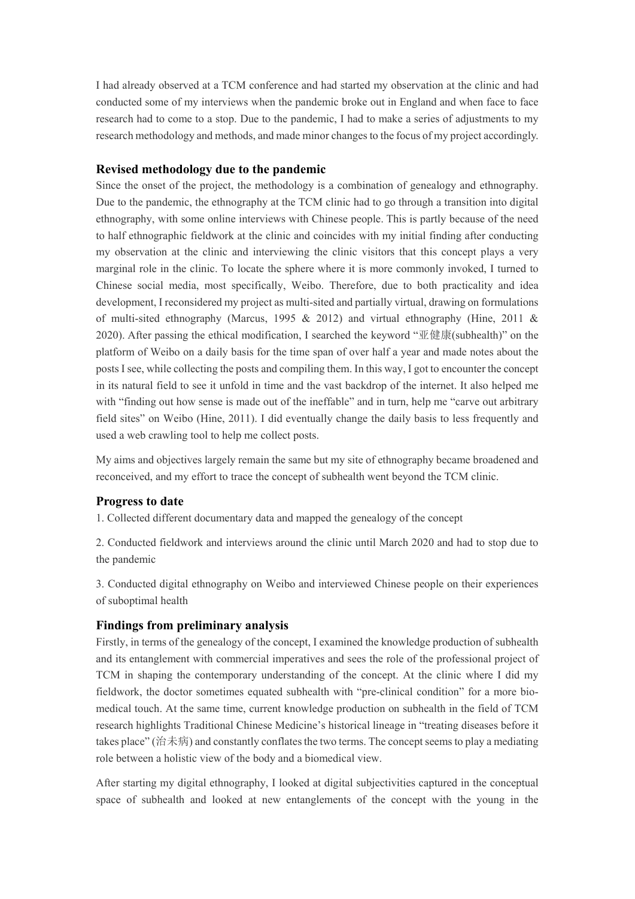I had already observed at a TCM conference and had started my observation at the clinic and had conducted some of my interviews when the pandemic broke out in England and when face to face research had to come to a stop. Due to the pandemic, I had to make a series of adjustments to my research methodology and methods, and made minor changes to the focus of my project accordingly.

### Revised methodology due to the pandemic

Since the onset of the project, the methodology is a combination of genealogy and ethnography. Due to the pandemic, the ethnography at the TCM clinic had to go through a transition into digital ethnography, with some online interviews with Chinese people. This is partly because of the need to half ethnographic fieldwork at the clinic and coincides with my initial finding after conducting my observation at the clinic and interviewing the clinic visitors that this concept plays a very marginal role in the clinic. To locate the sphere where it is more commonly invoked, I turned to Chinese social media, most specifically, Weibo. Therefore, due to both practicality and idea development, I reconsidered my project as multi-sited and partially virtual, drawing on formulations of multi-sited ethnography (Marcus, 1995 & 2012) and virtual ethnography (Hine, 2011 & 2020). After passing the ethical modification, I searched the keyword "亚健康(subhealth)" on the platform of Weibo on a daily basis for the time span of over half a year and made notes about the posts I see, while collecting the posts and compiling them. In this way, I got to encounter the concept in its natural field to see it unfold in time and the vast backdrop of the internet. It also helped me with "finding out how sense is made out of the ineffable" and in turn, help me "carve out arbitrary field sites" on Weibo (Hine, 2011). I did eventually change the daily basis to less frequently and used a web crawling tool to help me collect posts.

My aims and objectives largely remain the same but my site of ethnography became broadened and reconceived, and my effort to trace the concept of subhealth went beyond the TCM clinic.

### Progress to date

1. Collected different documentary data and mapped the genealogy of the concept

2. Conducted fieldwork and interviews around the clinic until March 2020 and had to stop due to the pandemic

3. Conducted digital ethnography on Weibo and interviewed Chinese people on their experiences of suboptimal health

### Findings from preliminary analysis

Firstly, in terms of the genealogy of the concept, I examined the knowledge production of subhealth and its entanglement with commercial imperatives and sees the role of the professional project of TCM in shaping the contemporary understanding of the concept. At the clinic where I did my fieldwork, the doctor sometimes equated subhealth with "pre-clinical condition" for a more bio-medical touch. At the same time, current knowledge production on subhealth in the field of TCM research highlights Traditional Chinese Medicine's historical lineage in "treating diseases before it takes place" (治未病) and constantly conflates the two terms. The concept seems to play a mediating role between a holistic view of the body and a biomedical view.

After starting my digital ethnography, I looked at digital subjectivities captured in the conceptual space of subhealth and looked at new entanglements of the concept with the young in the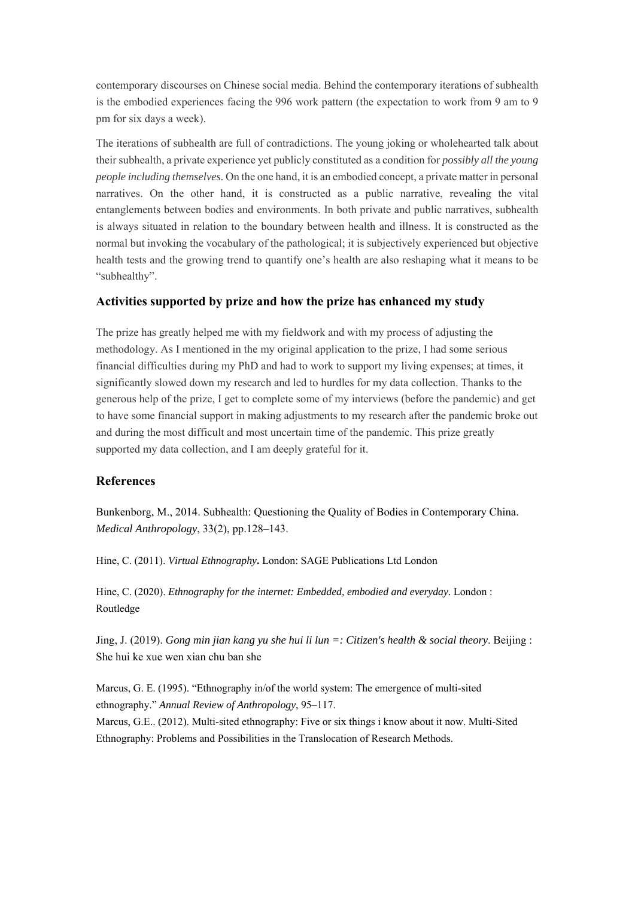contemporary discourses on Chinese social media. Behind the contemporary iterations of subhealth is the embodied experiences facing the 996 work pattern (the expectation to work from 9 am to 9 pm for six days a week).

The iterations of subhealth are full of contradictions. The young joking or wholehearted talk about their subhealth, a private experience yet publicly constituted as a condition for *possibly all the young people including themselves.* On the one hand, it is an embodied concept, a private matter in personal narratives. On the other hand, it is constructed as a public narrative, revealing the vital entanglements between bodies and environments. In both private and public narratives, subhealth is always situated in relation to the boundary between health and illness. It is constructed as the normal but invoking the vocabulary of the pathological; it is subjectively experienced but objective health tests and the growing trend to quantify one's health are also reshaping what it means to be "subhealthy".

### Activities supported by prize and how the prize has enhanced my study

The prize has greatly helped me with my fieldwork and with my process of adjusting the methodology. As I mentioned in the my original application to the prize, I had some serious financial difficulties during my PhD and had to work to support my living expenses; at times, it significantly slowed down my research and led to hurdles for my data collection. Thanks to the generous help of the prize, I get to complete some of my interviews (before the pandemic) and get to have some financial support in making adjustments to my research after the pandemic broke out and during the most difficult and most uncertain time of the pandemic. This prize greatly supported my data collection, and I am deeply grateful for it.

### References

Bunkenborg, M., 2014. Subhealth: Questioning the Quality of Bodies in Contemporary China. *Medical Anthropology*, 33(2), pp.128–143.

Hine, C. (2011). *Virtual Ethnography***.** London: SAGE Publications Ltd London

Hine, C. (2020). *Ethnography for the internet: Embedded, embodied and everyday.* London : Routledge

Jing, J. (2019). *Gong min jian kang yu she hui li lun =: Citizen's health & social theory*. Beijing : She hui ke xue wen xian chu ban she

Marcus, G. E. (1995). "Ethnography in/of the world system: The emergence of multi-sited ethnography." *Annual Review of Anthropology*, 95–117.

Marcus, G.E.. (2012). Multi-sited ethnography: Five or six things i know about it now. Multi-Sited Ethnography: Problems and Possibilities in the Translocation of Research Methods.